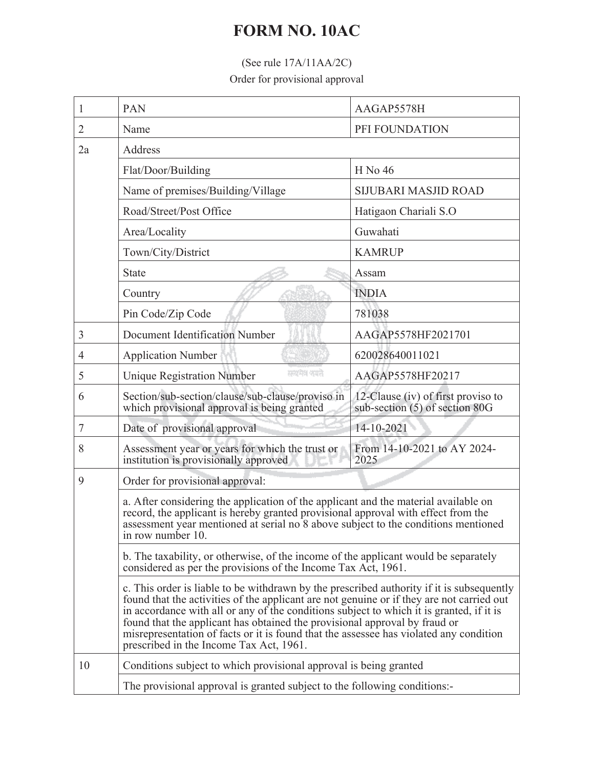# FORM NO. 10AC

(See rule 17A/11AA/2C)

Order for provisional approval

| | | |
|---|---|---|
| 1 | PAN | AAGAP5578H |
| 2 | Name | PFI FOUNDATION |
| 2a | Address | |
| | Flat/Door/Building | H No 46 |
| | Name of premises/Building/Village | SIJUBARI MASJID ROAD |
| | Road/Street/Post Office | Hatigaon Chariali S.O |
| | Area/Locality | Guwahati |
| | Town/City/District | KAMRUP |
| | State | Assam |
| | Country | INDIA |
| | Pin Code/Zip Code | 781038 |
| 3 | Document Identification Number | AAGAP5578HF2021701 |
| 4 | Application Number | 620028640011021 |
| 5 | Unique Registration Number | AAGAP5578HF20217 |
| 6 | Section/sub-section/clause/sub-clause/proviso in which provisional approval is being granted | 12-Clause (iv) of first proviso to sub-section (5) of section 80G |
| 7 | Date of provisional approval | 14-10-2021 |
| 8 | Assessment year or years for which the trust or institution is provisionally approved | From 14-10-2021 to AY 2024-2025 |
| 9 | Order for provisional approval: | |
| | a. After considering the application of the applicant and the material available on record, the applicant is hereby granted provisional approval with effect from the assessment year mentioned at serial no 8 above subject to the conditions mentioned in row number 10. | |
| | b. The taxability, or otherwise, of the income of the applicant would be separately considered as per the provisions of the Income Tax Act, 1961. | |
| | c. This order is liable to be withdrawn by the prescribed authority if it is subsequently found that the activities of the applicant are not genuine or if they are not carried out in accordance with all or any of the conditions subject to which it is granted, if it is found that the applicant has obtained the provisional approval by fraud or misrepresentation of facts or it is found that the assessee has violated any condition prescribed in the Income Tax Act, 1961. | |
| 10 | Conditions subject to which provisional approval is being granted | |
| | The provisional approval is granted subject to the following conditions:- | |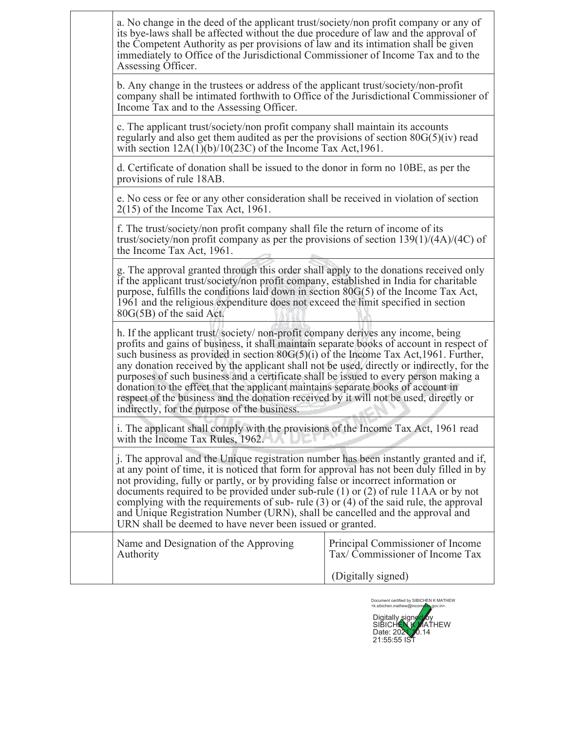| | | |
|---|---|---|
| | a. No change in the deed of the applicant trust/society/non profit company or any of its bye-laws shall be affected without the due procedure of law and the approval of the Competent Authority as per provisions of law and its intimation shall be given immediately to Office of the Jurisdictional Commissioner of Income Tax and to the Assessing Officer. | |
| | b. Any change in the trustees or address of the applicant trust/society/non-profit company shall be intimated forthwith to Office of the Jurisdictional Commissioner of Income Tax and to the Assessing Officer. | |
| | c. The applicant trust/society/non profit company shall maintain its accounts regularly and also get them audited as per the provisions of section 80G(5)(iv) read with section 12A(1)(b)/10(23C) of the Income Tax Act,1961. | |
| | d. Certificate of donation shall be issued to the donor in form no 10BE, as per the provisions of rule 18AB. | |
| | e. No cess or fee or any other consideration shall be received in violation of section 2(15) of the Income Tax Act, 1961. | |
| | f. The trust/society/non profit company shall file the return of income of its trust/society/non profit company as per the provisions of section 139(1)/(4A)/(4C) of the Income Tax Act, 1961. | |
| | g. The approval granted through this order shall apply to the donations received only if the applicant trust/society/non profit company, established in India for charitable purpose, fulfills the conditions laid down in section 80G(5) of the Income Tax Act, 1961 and the religious expenditure does not exceed the limit specified in section 80G(5B) of the said Act. | |
| | h. If the applicant trust/ society/ non-profit company derives any income, being profits and gains of business, it shall maintain separate books of account in respect of such business as provided in section 80G(5)(i) of the Income Tax Act,1961. Further, any donation received by the applicant shall not be used, directly or indirectly, for the purposes of such business and a certificate shall be issued to every person making a donation to the effect that the applicant maintains separate books of account in respect of the business and the donation received by it will not be used, directly or indirectly, for the purpose of the business. | |
| | i. The applicant shall comply with the provisions of the Income Tax Act, 1961 read with the Income Tax Rules, 1962. | |
| | j. The approval and the Unique registration number has been instantly granted and if, at any point of time, it is noticed that form for approval has not been duly filled in by not providing, fully or partly, or by providing false or incorrect information or documents required to be provided under sub-rule (1) or (2) of rule 11AA or by not complying with the requirements of sub- rule (3) or (4) of the said rule, the approval and Unique Registration Number (URN), shall be cancelled and the approval and URN shall be deemed to have never been issued or granted. | |
| | Name and Designation of the Approving Authority | Principal Commissioner of Income Tax/ Commissioner of Income Tax<br><br>(Digitally signed) |

Document certified by SIBICHEN K MATHEW <k.sibichen.mathew@incometax.gov.in>.

Digitally signed by SIBICHEN K MATHEW
Date: 2021.10.14 21:55:55 IST